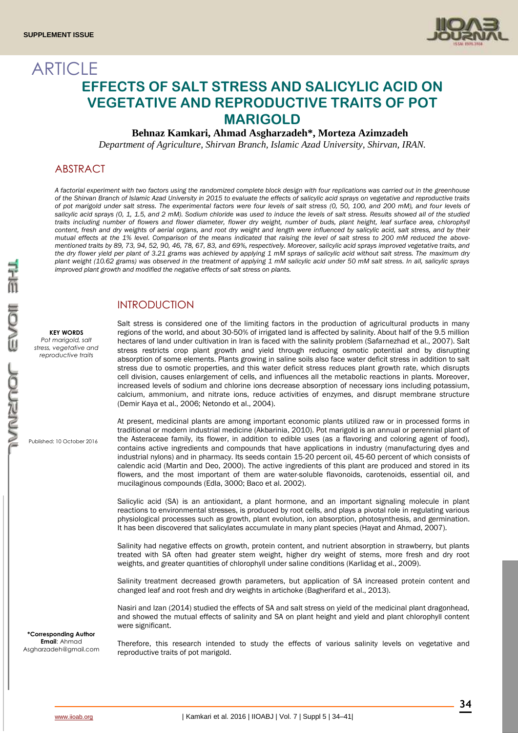SUPPLEMENT ISSUE

# ARTICLE

# EFFECTS OF SALT STRESS AND SALICYLIC ACID ON VEGETATIVE AND REPRODUCTIVE TRAITS OF POT MARIGOLD

**Behnaz Kamkari, Ahmad Asgharzadeh\*, Morteza Azimzadeh**

*Department of Agriculture, Shirvan Branch, Islamic Azad University, Shirvan, IRAN.*

## ABSTRACT

*A factorial experiment with two factors using the randomized complete block design with four replications was carried out in the greenhouse of the Shirvan Branch of Islamic Azad University in 2015 to evaluate the effects of salicylic acid sprays on vegetative and reproductive traits of pot marigold under salt stress. The experimental factors were four levels of salt stress (0, 50, 100, and 200 mM), and four levels of salicylic acid sprays (0, 1, 1.5, and 2 mM). Sodium chloride was used to induce the levels of salt stress. Results showed all of the studied traits including number of flowers and flower diameter, flower dry weight, number of buds, plant height, leaf surface area, chlorophyll content, fresh and dry weights of aerial organs, and root dry weight and length were influenced by salicylic acid, salt stress, and by their mutual effects at the 1% level. Comparison of the means indicated that raising the level of salt stress to 200 mM reduced the above-mentioned traits by 89, 73, 94, 52, 90, 46, 78, 67, 83, and 69%, respectively. Moreover, salicylic acid sprays improved vegetative traits, and the dry flower yield per plant of 3.21 grams was achieved by applying 1 mM sprays of salicylic acid without salt stress. The maximum dry plant weight (10.62 grams) was observed in the treatment of applying 1 mM salicylic acid under 50 mM salt stress. In all, salicylic sprays improved plant growth and modified the negative effects of salt stress on plants.*

**KEY WORDS**
*Pot marigold, salt stress, vegetative and reproductive traits*

Published: 10 October 2016

**\*Corresponding Author**
**Email**: Ahmad Asgharzadeh@gmail.com

## INTRODUCTION

Salt stress is considered one of the limiting factors in the production of agricultural products in many regions of the world, and about 30-50% of irrigated land is affected by salinity. About half of the 9.5 million hectares of land under cultivation in Iran is faced with the salinity problem (Safarnezhad et al., 2007). Salt stress restricts crop plant growth and yield through reducing osmotic potential and by disrupting absorption of some elements. Plants growing in saline soils also face water deficit stress in addition to salt stress due to osmotic properties, and this water deficit stress reduces plant growth rate, which disrupts cell division, causes enlargement of cells, and influences all the metabolic reactions in plants. Moreover, increased levels of sodium and chlorine ions decrease absorption of necessary ions including potassium, calcium, ammonium, and nitrate ions, reduce activities of enzymes, and disrupt membrane structure (Demir Kaya et al., 2006; Netondo et al., 2004).

At present, medicinal plants are among important economic plants utilized raw or in processed forms in traditional or modern industrial medicine (Akbarinia, 2010). Pot marigold is an annual or perennial plant of the Asteraceae family, its flower, in addition to edible uses (as a flavoring and coloring agent of food), contains active ingredients and compounds that have applications in industry (manufacturing dyes and industrial nylons) and in pharmacy. Its seeds contain 15-20 percent oil, 45-60 percent of which consists of calendic acid (Martin and Deo, 2000). The active ingredients of this plant are produced and stored in its flowers, and the most important of them are water-soluble flavonoids, carotenoids, essential oil, and mucilaginous compounds (Edla, 3000; Baco et al. 2002).

Salicylic acid (SA) is an antioxidant, a plant hormone, and an important signaling molecule in plant reactions to environmental stresses, is produced by root cells, and plays a pivotal role in regulating various physiological processes such as growth, plant evolution, ion absorption, photosynthesis, and germination. It has been discovered that salicylates accumulate in many plant species (Hayat and Ahmad, 2007).

Salinity had negative effects on growth, protein content, and nutrient absorption in strawberry, but plants treated with SA often had greater stem weight, higher dry weight of stems, more fresh and dry root weights, and greater quantities of chlorophyll under saline conditions (Karlidag et al., 2009).

Salinity treatment decreased growth parameters, but application of SA increased protein content and changed leaf and root fresh and dry weights in artichoke (Bagherifard et al., 2013).

Nasiri and Izan (2014) studied the effects of SA and salt stress on yield of the medicinal plant dragonhead, and showed the mutual effects of salinity and SA on plant height and yield and plant chlorophyll content were significant.

Therefore, this research intended to study the effects of various salinity levels on vegetative and reproductive traits of pot marigold.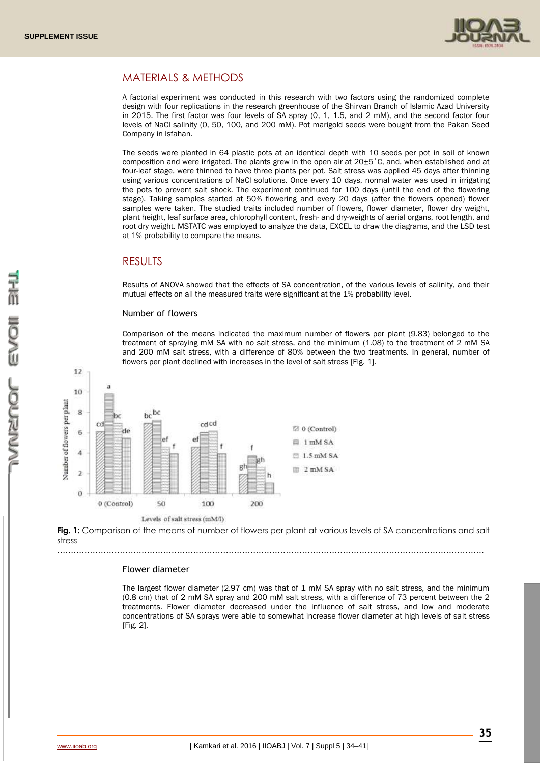## MATERIALS & METHODS

A factorial experiment was conducted in this research with two factors using the randomized complete design with four replications in the research greenhouse of the Shirvan Branch of Islamic Azad University in 2015. The first factor was four levels of SA spray (0, 1, 1.5, and 2 mM), and the second factor four levels of NaCl salinity (0, 50, 100, and 200 mM). Pot marigold seeds were bought from the Pakan Seed Company in Isfahan.

The seeds were planted in 64 plastic pots at an identical depth with 10 seeds per pot in soil of known composition and were irrigated. The plants grew in the open air at 20±5˚C, and, when established and at four-leaf stage, were thinned to have three plants per pot. Salt stress was applied 45 days after thinning using various concentrations of NaCl solutions. Once every 10 days, normal water was used in irrigating the pots to prevent salt shock. The experiment continued for 100 days (until the end of the flowering stage). Taking samples started at 50% flowering and every 20 days (after the flowers opened) flower samples were taken. The studied traits included number of flowers, flower diameter, flower dry weight, plant height, leaf surface area, chlorophyll content, fresh- and dry-weights of aerial organs, root length, and root dry weight. MSTATC was employed to analyze the data, EXCEL to draw the diagrams, and the LSD test at 1% probability to compare the means.

## RESULTS

Results of ANOVA showed that the effects of SA concentration, of the various levels of salinity, and their mutual effects on all the measured traits were significant at the 1% probability level.

### Number of flowers

Comparison of the means indicated the maximum number of flowers per plant (9.83) belonged to the treatment of spraying mM SA with no salt stress, and the minimum (1.08) to the treatment of 2 mM SA and 200 mM salt stress, with a difference of 80% between the two treatments. In general, number of flowers per plant declined with increases in the level of salt stress [Fig. 1].

**Fig. 1:** Comparison of the means of number of flowers per plant at various levels of SA concentrations and salt stress

### Flower diameter

The largest flower diameter (2.97 cm) was that of 1 mM SA spray with no salt stress, and the minimum (0.8 cm) that of 2 mM SA spray and 200 mM salt stress, with a difference of 73 percent between the 2 treatments. Flower diameter decreased under the influence of salt stress, and low and moderate concentrations of SA sprays were able to somewhat increase flower diameter at high levels of salt stress [Fig. 2].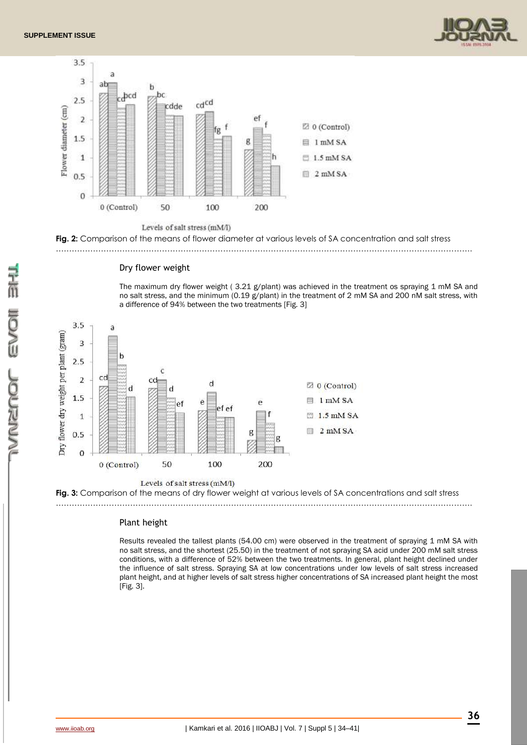**Fig. 2:** Comparison of the means of flower diameter at various levels of SA concentration and salt stress

### Dry flower weight

The maximum dry flower weight ( 3.21 g/plant) was achieved in the treatment os spraying 1 mM SA and no salt stress, and the minimum (0.19 g/plant) in the treatment of 2 mM SA and 200 nM salt stress, with a difference of 94% between the two treatments [Fig. 3]

**Fig. 3:** Comparison of the means of dry flower weight at various levels of SA concentrations and salt stress

### Plant height

Results revealed the tallest plants (54.00 cm) were observed in the treatment of spraying 1 mM SA with no salt stress, and the shortest (25.50) in the treatment of not spraying SA acid under 200 mM salt stress conditions, with a difference of 52% between the two treatments. In general, plant height declined under the influence of salt stress. Spraying SA at low concentrations under low levels of salt stress increased plant height, and at higher levels of salt stress higher concentrations of SA increased plant height the most [Fig. 3].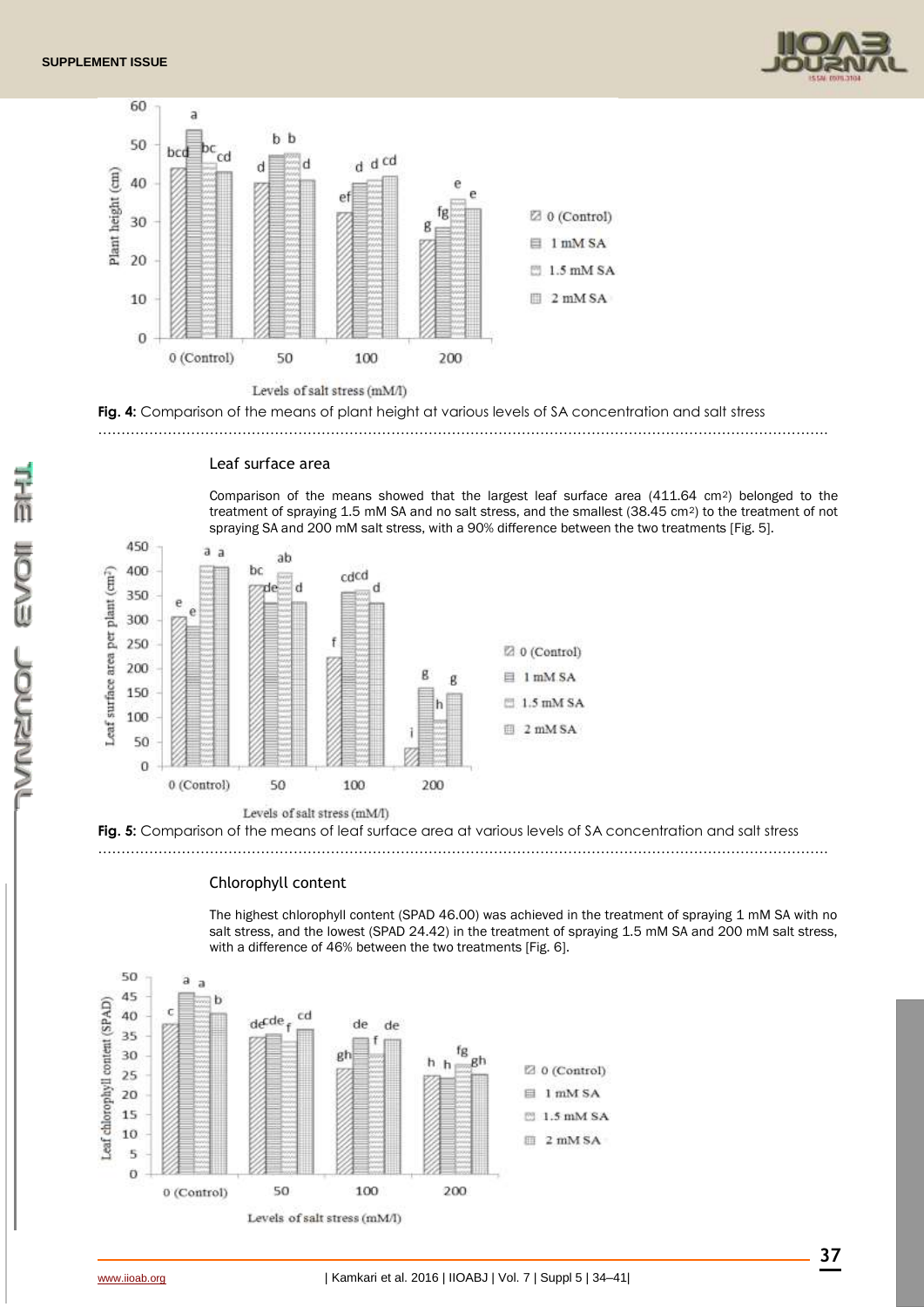Fig. 4: Comparison of the means of plant height at various levels of SA concentration and salt stress

### Leaf surface area

Comparison of the means showed that the largest leaf surface area (411.64 $cm^2$) belonged to the treatment of spraying 1.5 mM SA and no salt stress, and the smallest (38.45 $cm^2$) to the treatment of not spraying SA and 200 mM salt stress, with a 90% difference between the two treatments [Fig. 5].

Fig. 5: Comparison of the means of leaf surface area at various levels of SA concentration and salt stress

### Chlorophyll content

The highest chlorophyll content (SPAD 46.00) was achieved in the treatment of spraying 1 mM SA with no salt stress, and the lowest (SPAD 24.42) in the treatment of spraying 1.5 mM SA and 200 mM salt stress, with a difference of 46% between the two treatments [Fig. 6].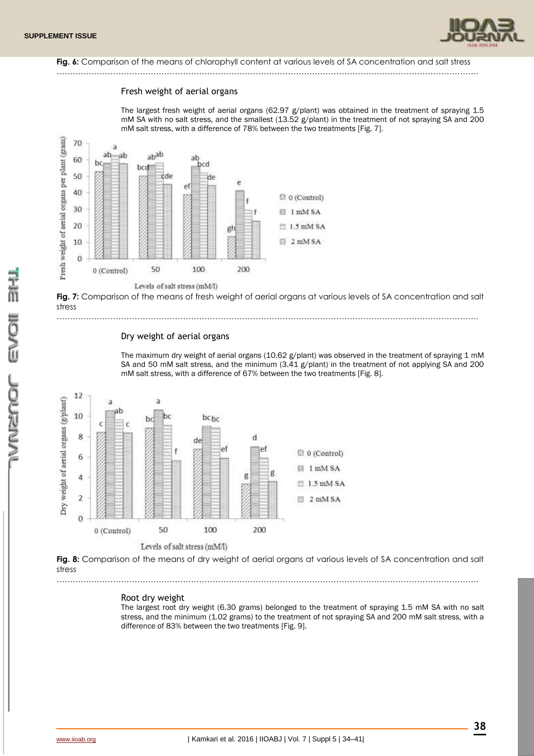**Fig. 6:** Comparison of the means of chlorophyll content at various levels of SA concentration and salt stress

### Fresh weight of aerial organs

The largest fresh weight of aerial organs (62.97 g/plant) was obtained in the treatment of spraying 1.5 mM SA with no salt stress, and the smallest (13.52 g/plant) in the treatment of not spraying SA and 200 mM salt stress, with a difference of 78% between the two treatments [Fig. 7].

**Fig. 7:** Comparison of the means of fresh weight of aerial organs at various levels of SA concentration and salt stress

### Dry weight of aerial organs

The maximum dry weight of aerial organs (10.62 g/plant) was observed in the treatment of spraying 1 mM SA and 50 mM salt stress, and the minimum (3.41 g/plant) in the treatment of not applying SA and 200 mM salt stress, with a difference of 67% between the two treatments [Fig. 8].

**Fig. 8:** Comparison of the means of dry weight of aerial organs at various levels of SA concentration and salt stress

### Root dry weight

The largest root dry weight (6.30 grams) belonged to the treatment of spraying 1.5 mM SA with no salt stress, and the minimum (1.02 grams) to the treatment of not spraying SA and 200 mM salt stress, with a difference of 83% between the two treatments [Fig. 9].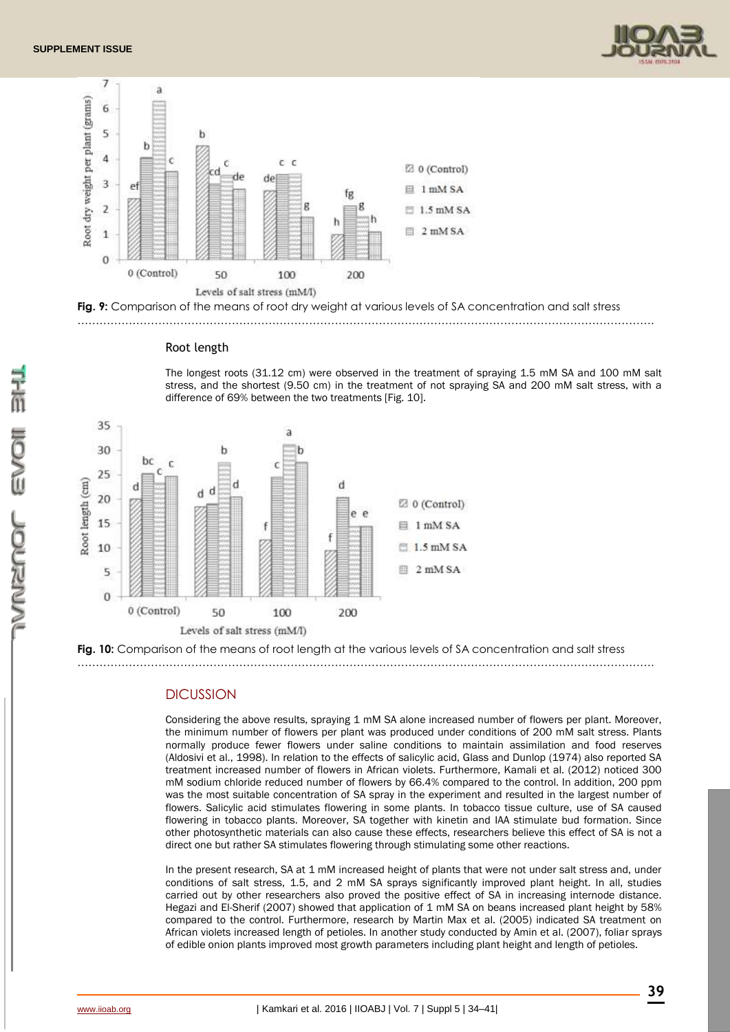Fig. 9: Comparison of the means of root dry weight at various levels of SA concentration and salt stress

### Root length

The longest roots (31.12 cm) were observed in the treatment of spraying 1.5 mM SA and 100 mM salt stress, and the shortest (9.50 cm) in the treatment of not spraying SA and 200 mM salt stress, with a difference of 69% between the two treatments [Fig. 10].

Fig. 10: Comparison of the means of root length at the various levels of SA concentration and salt stress

## DICUSSION

Considering the above results, spraying 1 mM SA alone increased number of flowers per plant. Moreover, the minimum number of flowers per plant was produced under conditions of 200 mM salt stress. Plants normally produce fewer flowers under saline conditions to maintain assimilation and food reserves (Aldosivi et al., 1998). In relation to the effects of salicylic acid, Glass and Dunlop (1974) also reported SA treatment increased number of flowers in African violets. Furthermore, Kamali et al. (2012) noticed 300 mM sodium chloride reduced number of flowers by 66.4% compared to the control. In addition, 200 ppm was the most suitable concentration of SA spray in the experiment and resulted in the largest number of flowers. Salicylic acid stimulates flowering in some plants. In tobacco tissue culture, use of SA caused flowering in tobacco plants. Moreover, SA together with kinetin and IAA stimulate bud formation. Since other photosynthetic materials can also cause these effects, researchers believe this effect of SA is not a direct one but rather SA stimulates flowering through stimulating some other reactions.

In the present research, SA at 1 mM increased height of plants that were not under salt stress and, under conditions of salt stress, 1.5, and 2 mM SA sprays significantly improved plant height. In all, studies carried out by other researchers also proved the positive effect of SA in increasing internode distance. Hegazi and El-Sherif (2007) showed that application of 1 mM SA on beans increased plant height by 58% compared to the control. Furthermore, research by Martin Max et al. (2005) indicated SA treatment on African violets increased length of petioles. In another study conducted by Amin et al. (2007), foliar sprays of edible onion plants improved most growth parameters including plant height and length of petioles.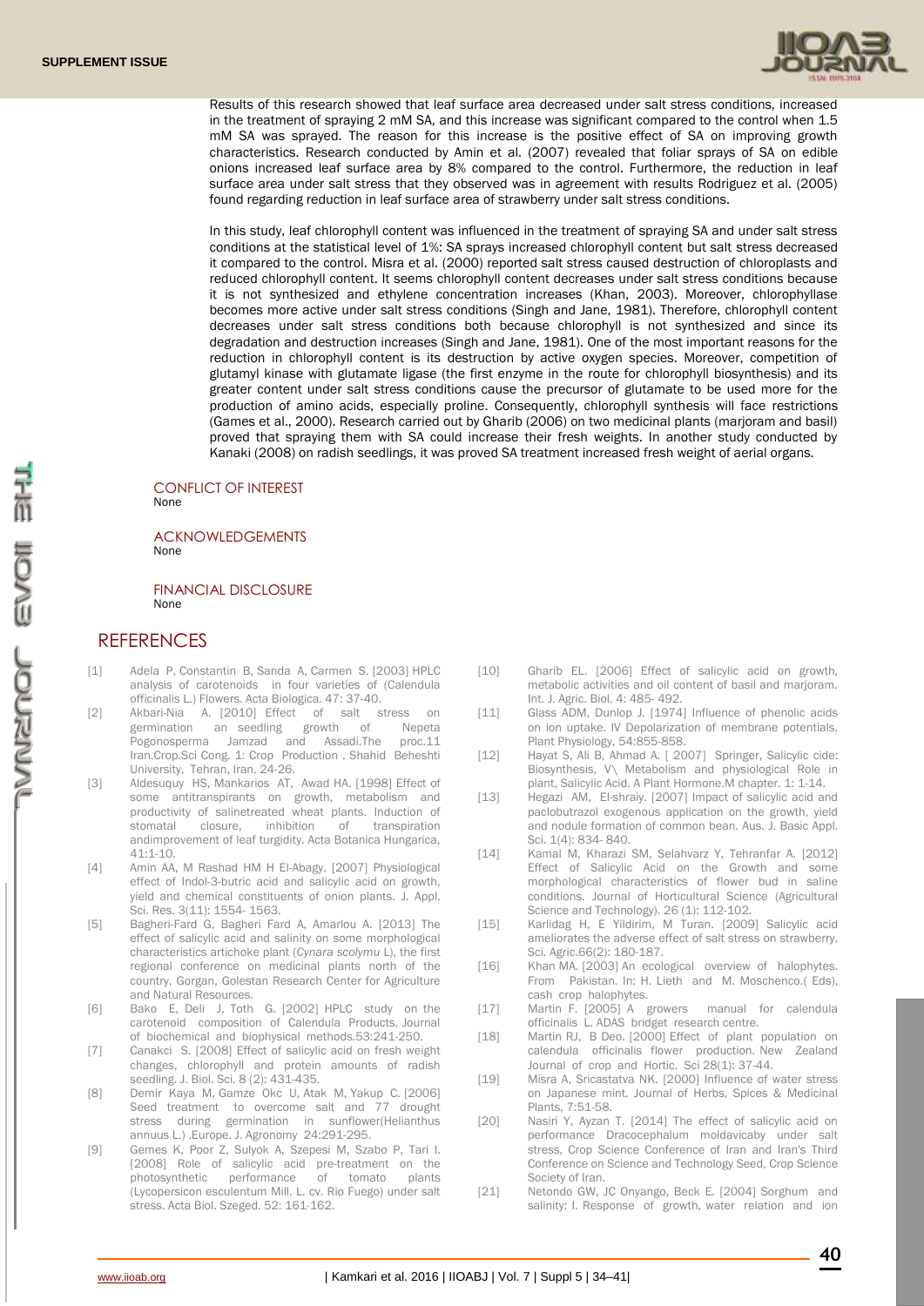Results of this research showed that leaf surface area decreased under salt stress conditions, increased in the treatment of spraying 2 mM SA, and this increase was significant compared to the control when 1.5 mM SA was sprayed. The reason for this increase is the positive effect of SA on improving growth characteristics. Research conducted by Amin et al. (2007) revealed that foliar sprays of SA on edible onions increased leaf surface area by 8% compared to the control. Furthermore, the reduction in leaf surface area under salt stress that they observed was in agreement with results Rodriguez et al. (2005) found regarding reduction in leaf surface area of strawberry under salt stress conditions.

In this study, leaf chlorophyll content was influenced in the treatment of spraying SA and under salt stress conditions at the statistical level of 1%: SA sprays increased chlorophyll content but salt stress decreased it compared to the control. Misra et al. (2000) reported salt stress caused destruction of chloroplasts and reduced chlorophyll content. It seems chlorophyll content decreases under salt stress conditions because it is not synthesized and ethylene concentration increases (Khan, 2003). Moreover, chlorophyllase becomes more active under salt stress conditions (Singh and Jane, 1981). Therefore, chlorophyll content decreases under salt stress conditions both because chlorophyll is not synthesized and since its degradation and destruction increases (Singh and Jane, 1981). One of the most important reasons for the reduction in chlorophyll content is its destruction by active oxygen species. Moreover, competition of glutamyl kinase with glutamate ligase (the first enzyme in the route for chlorophyll biosynthesis) and its greater content under salt stress conditions cause the precursor of glutamate to be used more for the production of amino acids, especially proline. Consequently, chlorophyll synthesis will face restrictions (Games et al., 2000). Research carried out by Gharib (2006) on two medicinal plants (marjoram and basil) proved that spraying them with SA could increase their fresh weights. In another study conducted by Kanaki (2008) on radish seedlings, it was proved SA treatment increased fresh weight of aerial organs.

## CONFLICT OF INTEREST

None

## ACKNOWLEDGEMENTS

None

## FINANCIAL DISCLOSURE

None

# REFERENCES

[1] Adela P, Constantin B, Sanda A, Carmen S. [2003] HPLC analysis of carotenoids in four varieties of (Calendula officinalis L.) Flowers. Acta Biologica. 47: 37-40.

[2] Akbari-Nia A. [2010] Effect of salt stress on germination an seedling growth of Nepeta Pogonosperma Jamzad and Assadi.The proc.11 Iran.Crop.Sci Cong. 1: Crop Production . Shahid Beheshti University, Tehran, Iran. 24-26.

[3] Aldesuquy HS, Mankarios AT, Awad HA. [1998] Effect of some antitranspirants on growth, metabolism and productivity of salinetreated wheat plants. Induction of stomatal closure, inhibition of transpiration andimprovement of leaf turgidity. Acta Botanica Hungarica, 41:1-10.

[4] Amin AA, M Rashad HM H El-Abagy. [2007] Physiological effect of Indol-3-butric acid and salicylic acid on growth, yield and chemical constituents of onion plants. J. Appl. Sci. Res. 3(11): 1554- 1563.

[5] Bagheri-Fard G, Bagheri Fard A, Amarlou A. [2013] The effect of salicylic acid and salinity on some morphological characteristics artichoke plant (*Cynara scolymu* L), the first regional conference on medicinal plants north of the country, Gorgan, Golestan Research Center for Agriculture and Natural Resources.

[6] Bako E, Deli J, Toth G. [2002] HPLC study on the carotenoid composition of Calendula Products. Journal of biochemical and biophysical methods.53:241-250.

[7] Canakci S. [2008] Effect of salicylic acid on fresh weight changes, chlorophyll and protein amounts of radish seedling. J. Biol. Sci. 8 (2): 431-435.

[8] Demir Kaya M, Gamze Okc U, Atak M, Yakup C. [2006] Seed treatment to overcome salt and drought stress during germination in sunflower(Helianthus annuus L.) .Europe. J. Agronomy 24:291-295.

[9] Gemes K, Poor Z, Sulyok A, Szepesi M, Szabo P, Tari I. [2008] Role of salicylic acid pre-treatment on the photosynthetic performance of tomato plants (Lycopersicon esculentum Mill. L. cv. Rio Fuego) under salt stress. Acta Biol. Szeged. 52: 161-162.

[10] Gharib EL. [2006] Effect of salicylic acid on growth, metabolic activities and oil content of basil and marjoram. Int. J. Agric. Biol. 4: 485- 492.

[11] Glass ADM, Dunlop J. [1974] Influence of phenolic acids on ion uptake. IV Depolarization of membrane potentials. Plant Physiology, 54:855-858.

[12] Hayat S, Ali B, Ahmad A. [ 2007] Springer, Salicylic cide: Biosynthesis, V\ Metabolism and physiological Role in plant, Salicylic Acid. A Plant Hormone.M chapter. 1: 1-14.

[13] Hegazi AM, El-shraiy. [2007] Impact of salicylic acid and paclobutrazol exogenous application on the growth, yield and nodule formation of common bean. Aus. J. Basic Appl. Sci. 1(4): 834- 840.

[14] Kamal M, Kharazi SM, Selahvarz Y, Tehranfar A. [2012] Effect of Salicylic Acid on the Growth and some morphological characteristics of flower bud in saline conditions. Journal of Horticultural Science (Agricultural Science and Technology). 26 (1): 112-102.

[15] Karlidag H, E Yildirim, M Turan. [2009] Salicylic acid ameliorates the adverse effect of salt stress on strawberry. Sci. Agric.66(2): 180-187.

[16] Khan MA. [2003] An ecological overview of halophytes. From Pakistan. In: H. Lieth and M. Moschenco.( Eds), cash crop halophytes.

[17] Martin F. [2005] A growers manual for calendula officinalis L. ADAS bridget research centre.

[18] Martin RJ, B Deo. [2000] Effect of plant population on calendula officinalis flower production. New Zealand Journal of crop and Hortic. Sci 28(1): 37-44.

[19] Misra A, Sricastatva NK. [2000] Influence of water stress on Japanese mint. Journal of Herbs, Spices & Medicinal Plants, 7:51-58.

[20] Nasiri Y, Ayzan T. [2014] The effect of salicylic acid on performance Dracocephalum moldavicaby under salt stress, Crop Science Conference of Iran and Iran's Third Conference on Science and Technology Seed, Crop Science Society of Iran.

[21] Netondo GW, JC Onyango, Beck E. [2004] Sorghum and salinity: I. Response of growth, water relation and ion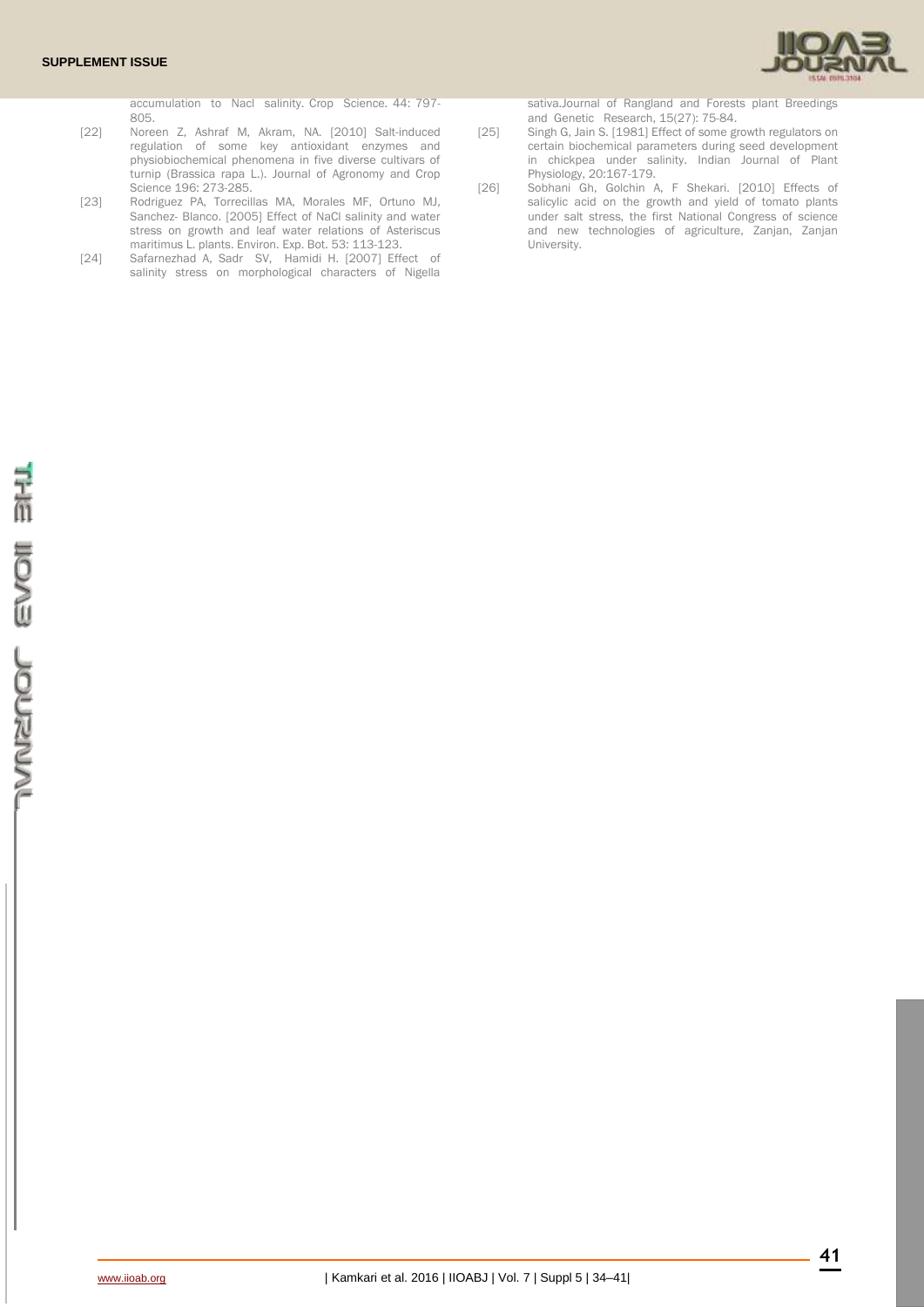accumulation to Nacl salinity. Crop Science. 44: 797-805.

[22] Noreen Z, Ashraf M, Akram, NA. [2010] Salt-induced regulation of some key antioxidant enzymes and physiobiochemical phenomena in five diverse cultivars of turnip (Brassica rapa L.). Journal of Agronomy and Crop Science 196: 273-285.

[23] Rodriguez PA, Torrecillas MA, Morales MF, Ortuno MJ, Sanchez- Blanco. [2005] Effect of NaCl salinity and water stress on growth and leaf water relations of Asteriscus maritimus L. plants. Environ. Exp. Bot. 53: 113-123.

[24] Safarnezhad A, Sadr SV, Hamidi H. [2007] Effect of salinity stress on morphological characters of Nigella sativa.Journal of Rangland and Forests plant Breedings and Genetic Research, 15(27): 75-84.

[25] Singh G, Jain S. [1981] Effect of some growth regulators on certain biochemical parameters during seed development in chickpea under salinity. Indian Journal of Plant Physiology, 20:167-179.

[26] Sobhani Gh, Golchin A, F Shekari. [2010] Effects of salicylic acid on the growth and yield of tomato plants under salt stress, the first National Congress of science and new technologies of agriculture, Zanjan, Zanjan University.